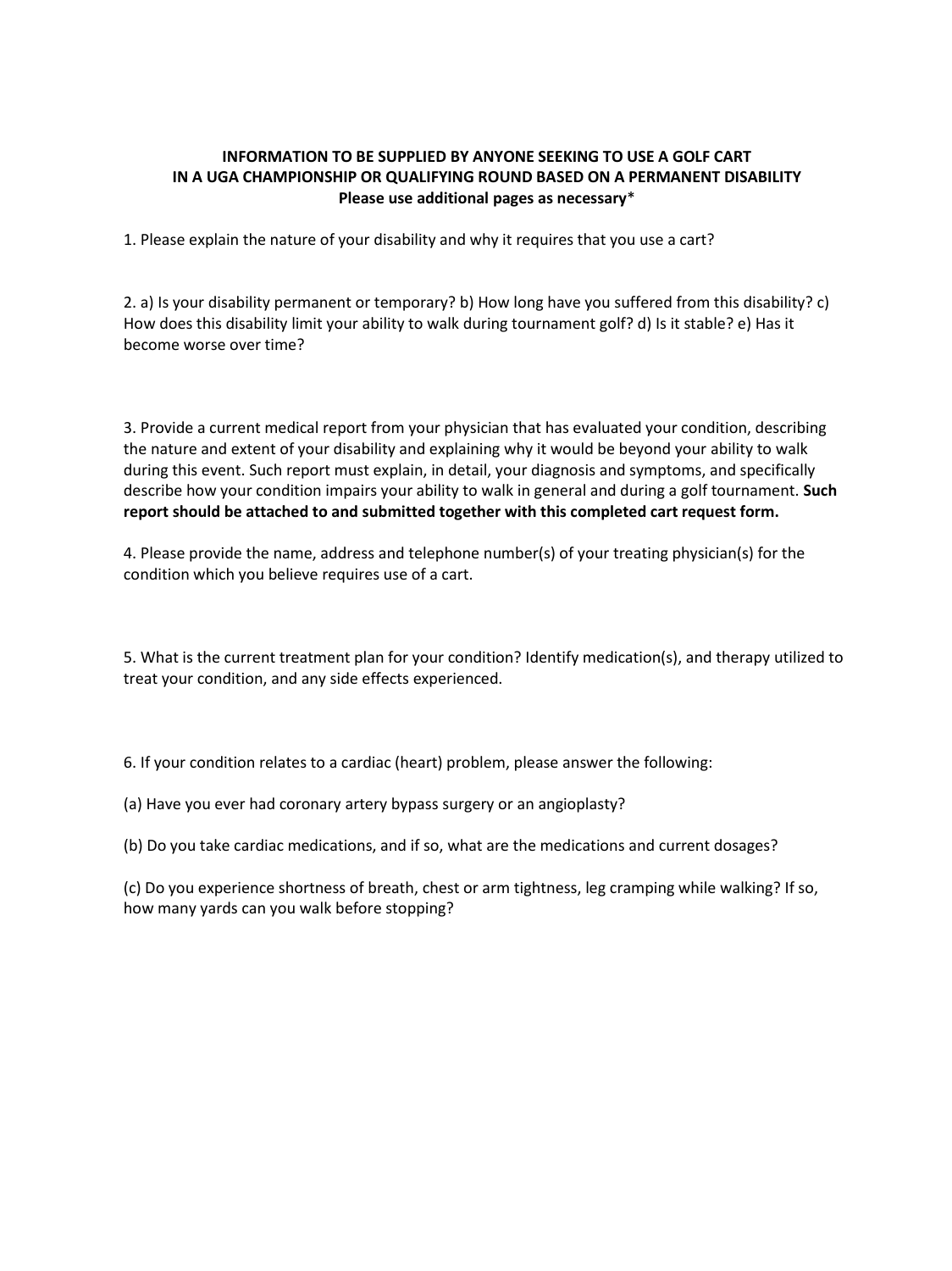**INFORMATION TO BE SUPPLIED BY ANYONE SEEKING TO USE A GOLF CART IN A UGA CHAMPIONSHIP OR QUALIFYING ROUND BASED ON A PERMANENT DISABILITY**
**Please use additional pages as necessary***

1. Please explain the nature of your disability and why it requires that you use a cart?

2. a) Is your disability permanent or temporary? b) How long have you suffered from this disability? c) How does this disability limit your ability to walk during tournament golf? d) Is it stable? e) Has it become worse over time?

3. Provide a current medical report from your physician that has evaluated your condition, describing the nature and extent of your disability and explaining why it would be beyond your ability to walk during this event. Such report must explain, in detail, your diagnosis and symptoms, and specifically describe how your condition impairs your ability to walk in general and during a golf tournament. **Such report should be attached to and submitted together with this completed cart request form.**

4. Please provide the name, address and telephone number(s) of your treating physician(s) for the condition which you believe requires use of a cart.

5. What is the current treatment plan for your condition? Identify medication(s), and therapy utilized to treat your condition, and any side effects experienced.

6. If your condition relates to a cardiac (heart) problem, please answer the following:

(a) Have you ever had coronary artery bypass surgery or an angioplasty?

(b) Do you take cardiac medications, and if so, what are the medications and current dosages?

(c) Do you experience shortness of breath, chest or arm tightness, leg cramping while walking? If so, how many yards can you walk before stopping?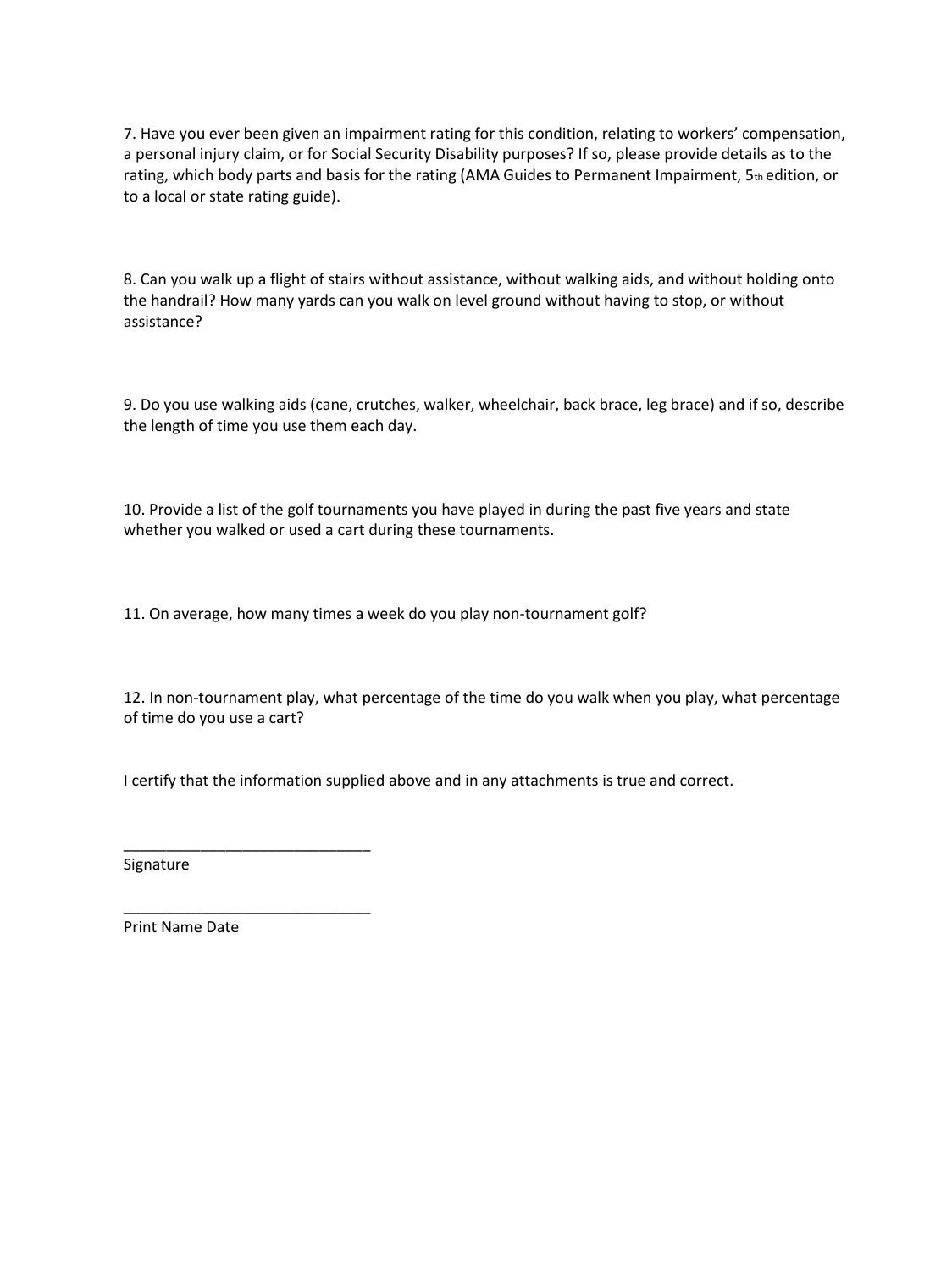7. Have you ever been given an impairment rating for this condition, relating to workers' compensation, a personal injury claim, or for Social Security Disability purposes? If so, please provide details as to the rating, which body parts and basis for the rating (AMA Guides to Permanent Impairment, 5th edition, or to a local or state rating guide).

8. Can you walk up a flight of stairs without assistance, without walking aids, and without holding onto the handrail? How many yards can you walk on level ground without having to stop, or without assistance?

9. Do you use walking aids (cane, crutches, walker, wheelchair, back brace, leg brace) and if so, describe the length of time you use them each day.

10. Provide a list of the golf tournaments you have played in during the past five years and state whether you walked or used a cart during these tournaments.

11. On average, how many times a week do you play non-tournament golf?

12. In non-tournament play, what percentage of the time do you walk when you play, what percentage of time do you use a cart?

I certify that the information supplied above and in any attachments is true and correct.

_____________________________
Signature

_____________________________
Print Name Date